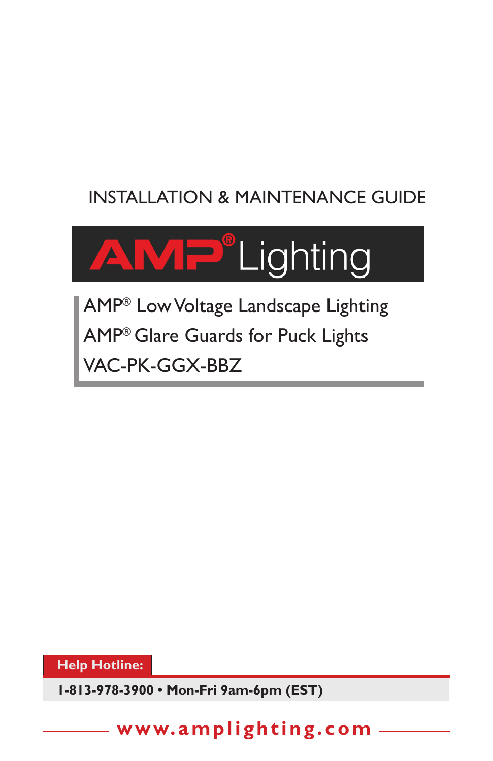INSTALLATION & MAINTENANCE GUIDE

# AMP® Lighting

AMP® Low Voltage Landscape Lighting
AMP® Glare Guards for Puck Lights
VAC-PK-GGX-BBZ

**Help Hotline:**

**1-813-978-3900 • Mon-Fri 9am-6pm (EST)**

**www.amplighting.com**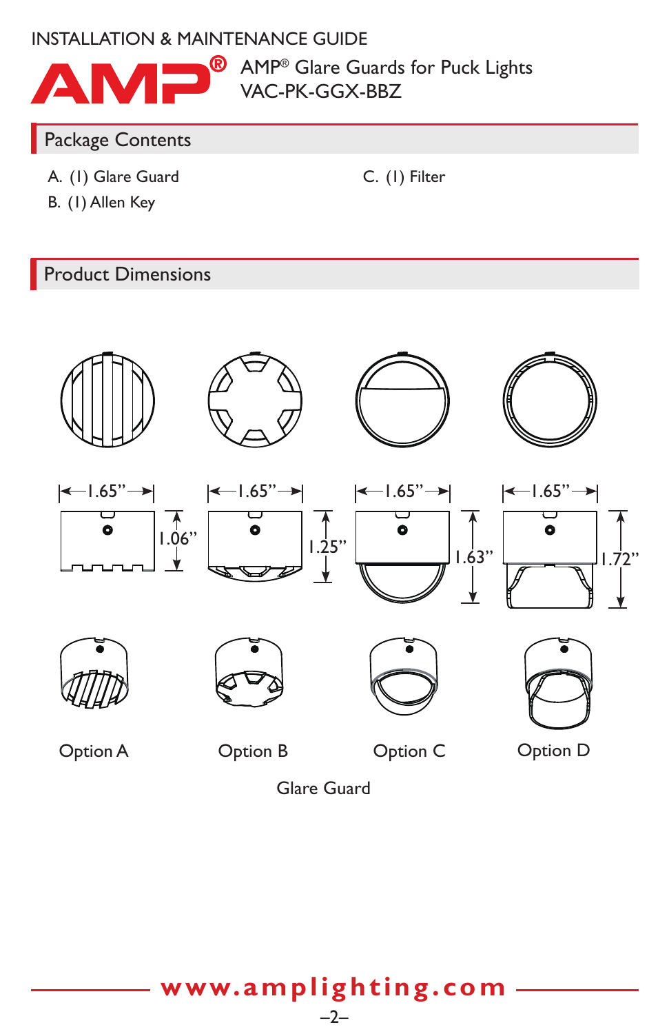INSTALLATION & MAINTENANCE GUIDE

AMP® Glare Guards for Puck Lights
VAC-PK-GGX-BBZ

## Package Contents

A. (1) Glare Guard
B. (1) Allen Key
C. (1) Filter

## Product Dimensions

| | Option A | Option B | Option C | Option D |
|---|---|---|---|---|
| Width | 1.65" | 1.65" | 1.65" | 1.65" |
| Height | 1.06" | 1.25" | 1.63" | 1.72" |

Glare Guard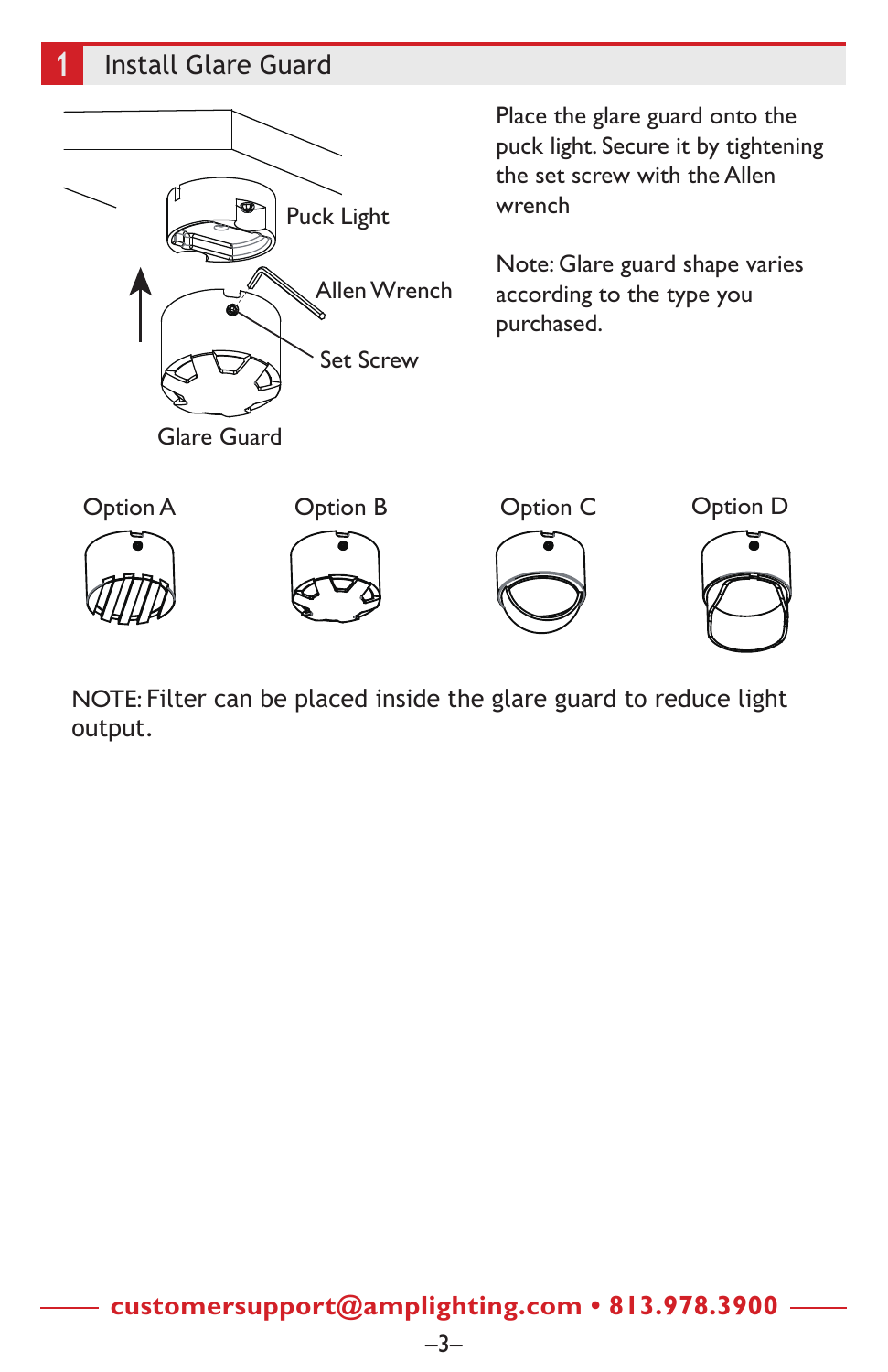## 1 Install Glare Guard

Puck Light

Allen Wrench

Set Screw

Glare Guard

Place the glare guard onto the puck light. Secure it by tightening the set screw with the Allen wrench

Note: Glare guard shape varies according to the type you purchased.

Option A

Option B

Option C

Option D

NOTE: Filter can be placed inside the glare guard to reduce light output.

**customersupport@amplighting.com • 813.978.3900**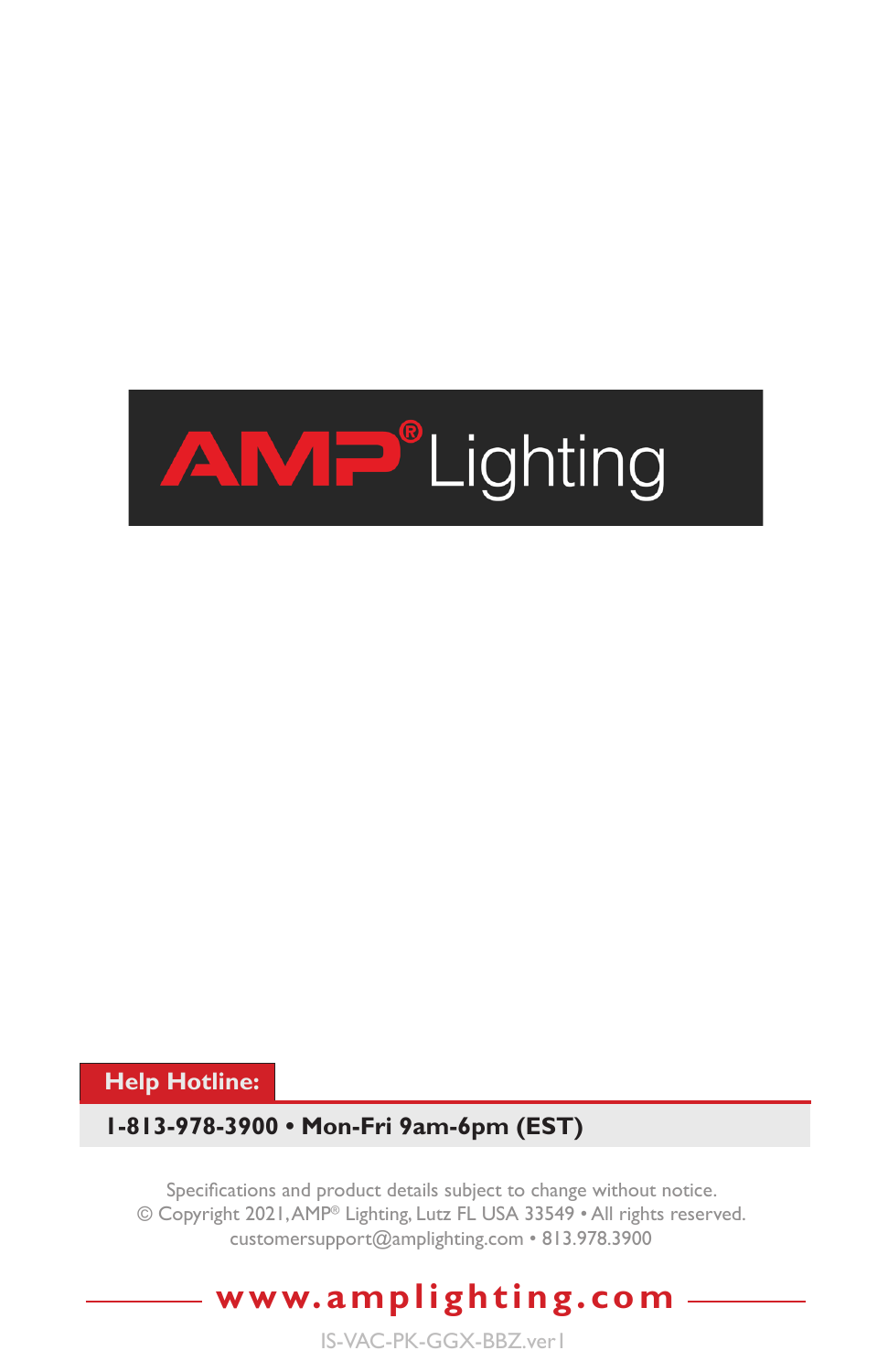AMP® Lighting

**Help Hotline:**

**1-813-978-3900 • Mon-Fri 9am-6pm (EST)**

Specifications and product details subject to change without notice.
© Copyright 2021, AMP® Lighting, Lutz FL USA 33549 • All rights reserved.
customersupport@amplighting.com • 813.978.3900

**www.amplighting.com**

IS-VAC-PK-GGX-BBZ.ver1